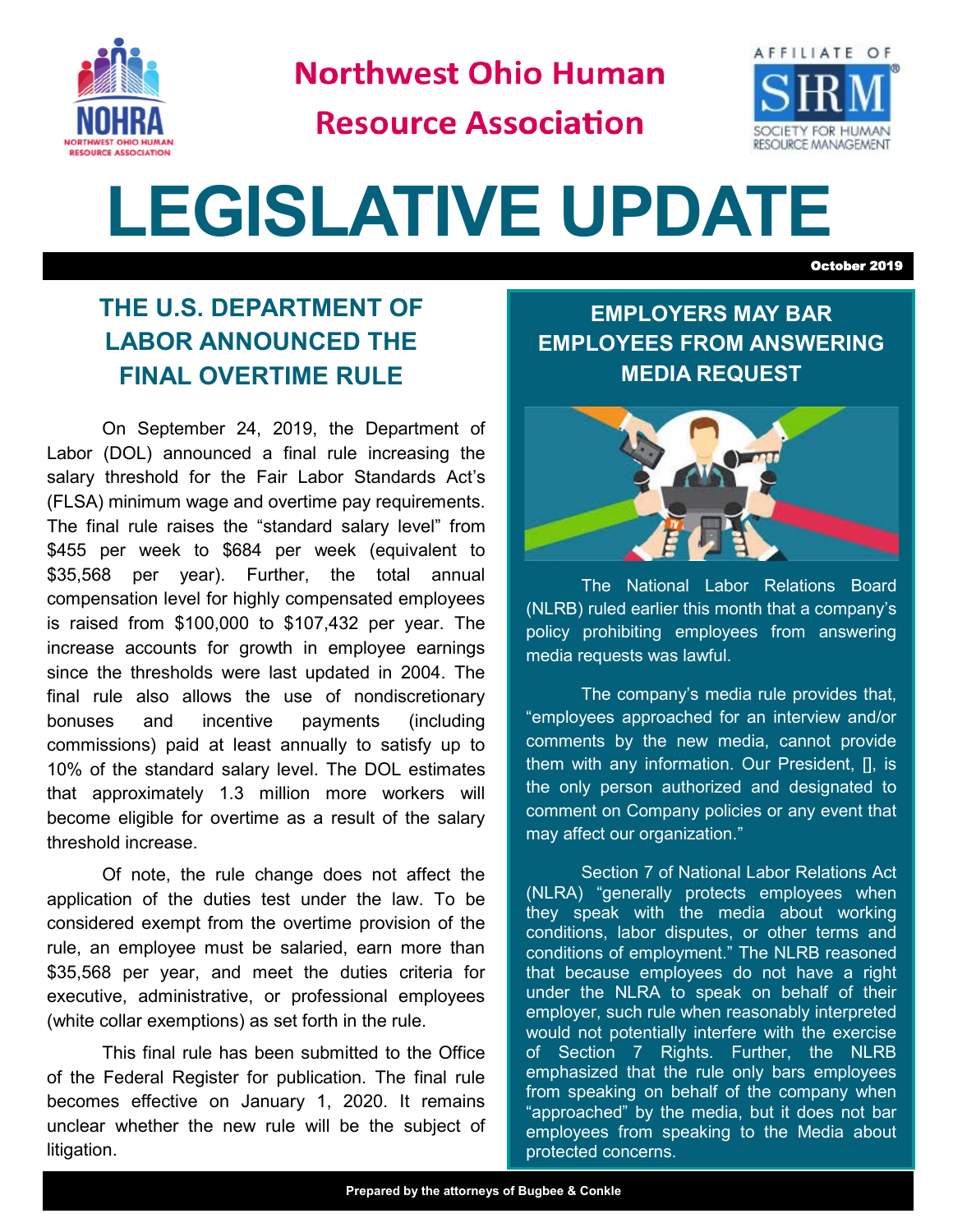# Northwest Ohio Human Resource Association

AFFILIATE OF SHRM SOCIETY FOR HUMAN RESOURCE MANAGEMENT

# LEGISLATIVE UPDATE

**October 2019**

## THE U.S. DEPARTMENT OF LABOR ANNOUNCED THE FINAL OVERTIME RULE

On September 24, 2019, the Department of Labor (DOL) announced a final rule increasing the salary threshold for the Fair Labor Standards Act's (FLSA) minimum wage and overtime pay requirements. The final rule raises the "standard salary level" from $455 per week to $684 per week (equivalent to $35,568 per year). Further, the total annual compensation level for highly compensated employees is raised from $100,000 to $107,432 per year. The increase accounts for growth in employee earnings since the thresholds were last updated in 2004. The final rule also allows the use of nondiscretionary bonuses and incentive payments (including commissions) paid at least annually to satisfy up to 10% of the standard salary level. The DOL estimates that approximately 1.3 million more workers will become eligible for overtime as a result of the salary threshold increase.

Of note, the rule change does not affect the application of the duties test under the law. To be considered exempt from the overtime provision of the rule, an employee must be salaried, earn more than $35,568 per year, and meet the duties criteria for executive, administrative, or professional employees (white collar exemptions) as set forth in the rule.

This final rule has been submitted to the Office of the Federal Register for publication. The final rule becomes effective on January 1, 2020. It remains unclear whether the new rule will be the subject of litigation.

## EMPLOYERS MAY BAR EMPLOYEES FROM ANSWERING MEDIA REQUEST

The National Labor Relations Board (NLRB) ruled earlier this month that a company's policy prohibiting employees from answering media requests was lawful.

The company's media rule provides that, "employees approached for an interview and/or comments by the new media, cannot provide them with any information. Our President, [], is the only person authorized and designated to comment on Company policies or any event that may affect our organization."

Section 7 of National Labor Relations Act (NLRA) "generally protects employees when they speak with the media about working conditions, labor disputes, or other terms and conditions of employment." The NLRB reasoned that because employees do not have a right under the NLRA to speak on behalf of their employer, such rule when reasonably interpreted would not potentially interfere with the exercise of Section 7 Rights. Further, the NLRB emphasized that the rule only bars employees from speaking on behalf of the company when "approached" by the media, but it does not bar employees from speaking to the Media about protected concerns.

Prepared by the attorneys of Bugbee & Conkle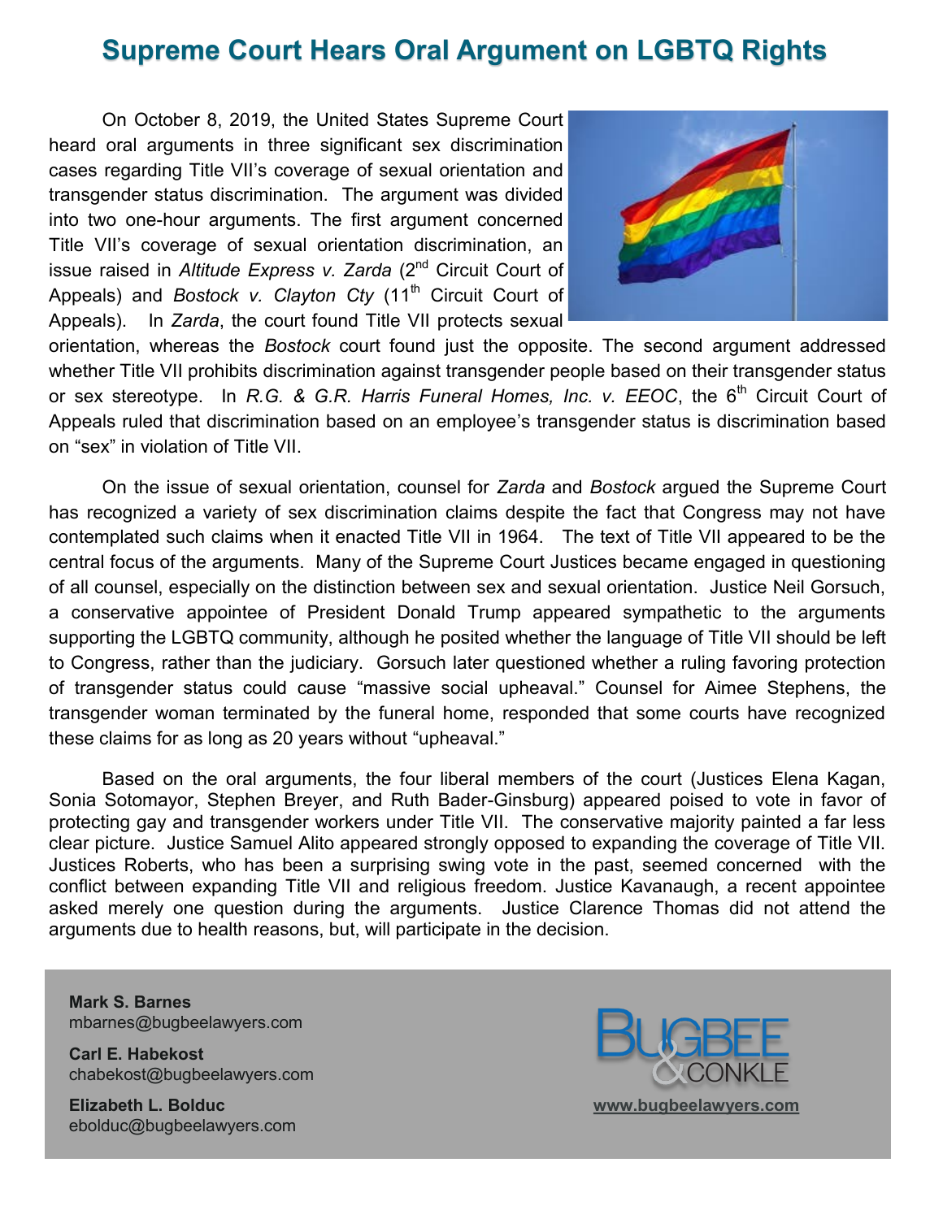# Supreme Court Hears Oral Argument on LGBTQ Rights

On October 8, 2019, the United States Supreme Court heard oral arguments in three significant sex discrimination cases regarding Title VII's coverage of sexual orientation and transgender status discrimination. The argument was divided into two one-hour arguments. The first argument concerned Title VII's coverage of sexual orientation discrimination, an issue raised in *Altitude Express v. Zarda* (2nd Circuit Court of Appeals) and *Bostock v. Clayton Cty* (11th Circuit Court of Appeals). In *Zarda*, the court found Title VII protects sexual orientation, whereas the *Bostock* court found just the opposite. The second argument addressed whether Title VII prohibits discrimination against transgender people based on their transgender status or sex stereotype. In *R.G. & G.R. Harris Funeral Homes, Inc. v. EEOC*, the 6th Circuit Court of Appeals ruled that discrimination based on an employee's transgender status is discrimination based on "sex" in violation of Title VII.

On the issue of sexual orientation, counsel for *Zarda* and *Bostock* argued the Supreme Court has recognized a variety of sex discrimination claims despite the fact that Congress may not have contemplated such claims when it enacted Title VII in 1964. The text of Title VII appeared to be the central focus of the arguments. Many of the Supreme Court Justices became engaged in questioning of all counsel, especially on the distinction between sex and sexual orientation. Justice Neil Gorsuch, a conservative appointee of President Donald Trump appeared sympathetic to the arguments supporting the LGBTQ community, although he posited whether the language of Title VII should be left to Congress, rather than the judiciary. Gorsuch later questioned whether a ruling favoring protection of transgender status could cause "massive social upheaval." Counsel for Aimee Stephens, the transgender woman terminated by the funeral home, responded that some courts have recognized these claims for as long as 20 years without "upheaval."

Based on the oral arguments, the four liberal members of the court (Justices Elena Kagan, Sonia Sotomayor, Stephen Breyer, and Ruth Bader-Ginsburg) appeared poised to vote in favor of protecting gay and transgender workers under Title VII. The conservative majority painted a far less clear picture. Justice Samuel Alito appeared strongly opposed to expanding the coverage of Title VII. Justices Roberts, who has been a surprising swing vote in the past, seemed concerned with the conflict between expanding Title VII and religious freedom. Justice Kavanaugh, a recent appointee asked merely one question during the arguments. Justice Clarence Thomas did not attend the arguments due to health reasons, but, will participate in the decision.

**Mark S. Barnes**
mbarnes@bugbeelawyers.com

**Carl E. Habekost**
chabekost@bugbeelawyers.com

**Elizabeth L. Bolduc**
ebolduc@bugbeelawyers.com

BUGBEE & CONKLE

www.bugbeelawyers.com